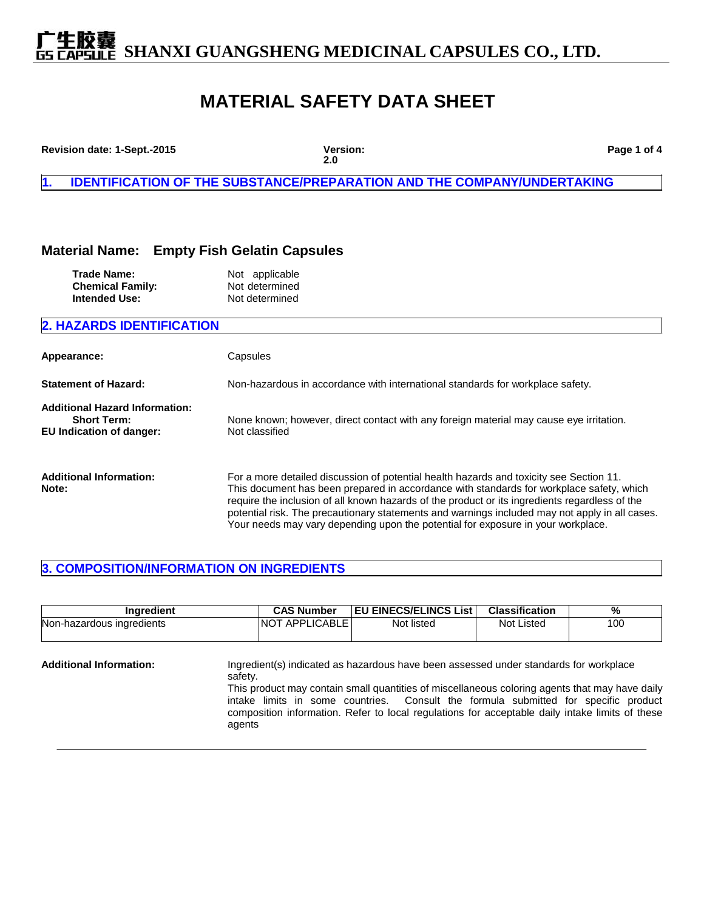# 广生胶囊 GS CAPSULE SHANXI GUANGSHENG MEDICINAL CAPSULES CO., LTD.

# MATERIAL SAFETY DATA SHEET

**Revision date: 1-Sept.-2015** **Version: 2.0**

## 1. IDENTIFICATION OF THE SUBSTANCE/PREPARATION AND THE COMPANY/UNDERTAKING

### Material Name: Empty Fish Gelatin Capsules

**Trade Name:** Not applicable
**Chemical Family:** Not determined
**Intended Use:** Not determined

## 2. HAZARDS IDENTIFICATION

**Appearance:** Capsules

**Statement of Hazard:** Non-hazardous in accordance with international standards for workplace safety.

**Additional Hazard Information:**
**Short Term:** None known; however, direct contact with any foreign material may cause eye irritation.
**EU Indication of danger:** Not classified

**Additional Information:** For a more detailed discussion of potential health hazards and toxicity see Section 11.
**Note:** This document has been prepared in accordance with standards for workplace safety, which require the inclusion of all known hazards of the product or its ingredients regardless of the potential risk. The precautionary statements and warnings included may not apply in all cases. Your needs may vary depending upon the potential for exposure in your workplace.

## 3. COMPOSITION/INFORMATION ON INGREDIENTS

| Ingredient | CAS Number | EU EINECS/ELINCS List | Classification | % |
|---|---|---|---|---|
| Non-hazardous ingredients | NOT APPLICABLE | Not listed | Not Listed | 100 |

**Additional Information:** Ingredient(s) indicated as hazardous have been assessed under standards for workplace safety.
This product may contain small quantities of miscellaneous coloring agents that may have daily intake limits in some countries. Consult the formula submitted for specific product composition information. Refer to local regulations for acceptable daily intake limits of these agents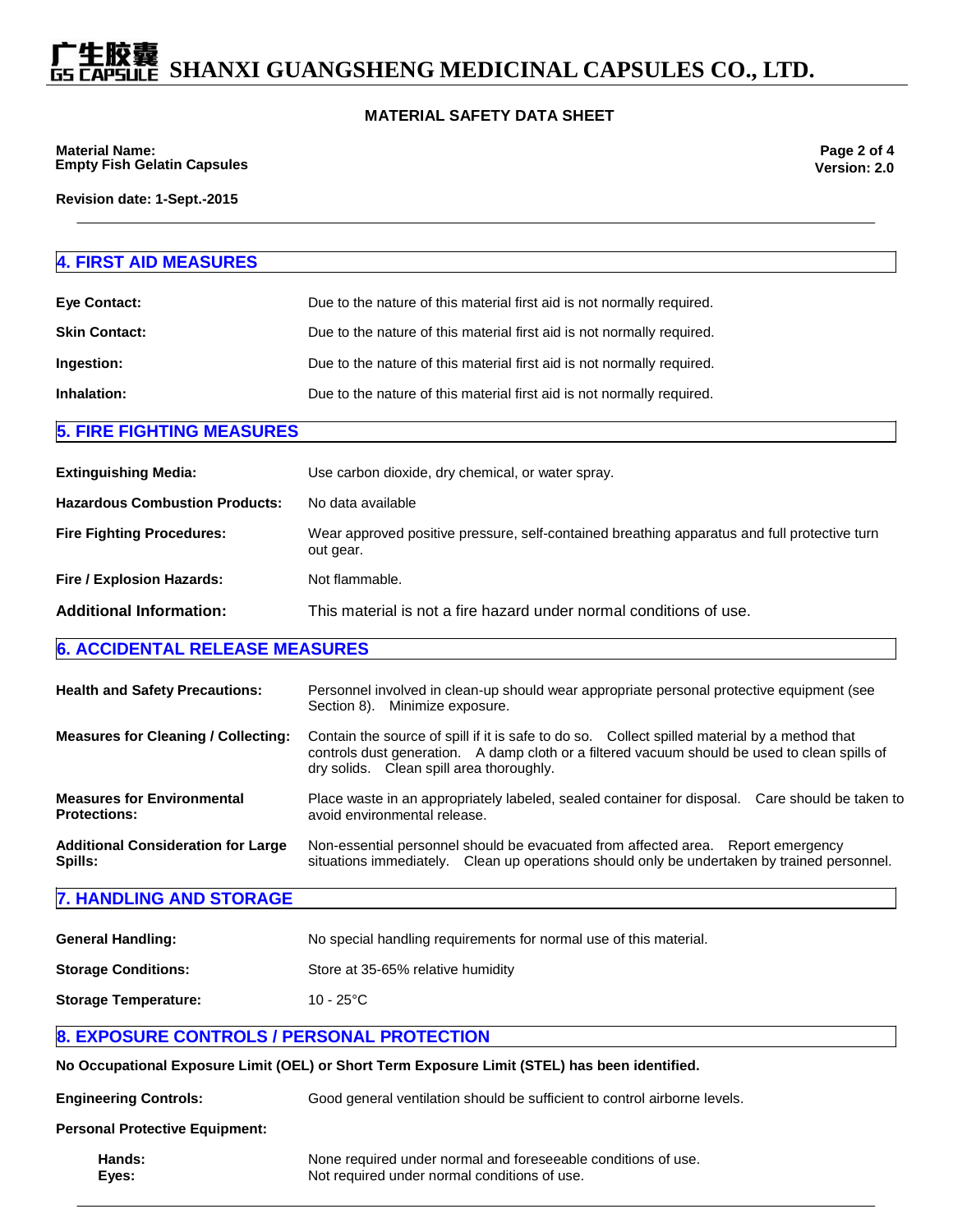## 4. FIRST AID MEASURES

| | |
|---|---|
| **Eye Contact:** | Due to the nature of this material first aid is not normally required. |
| **Skin Contact:** | Due to the nature of this material first aid is not normally required. |
| **Ingestion:** | Due to the nature of this material first aid is not normally required. |
| **Inhalation:** | Due to the nature of this material first aid is not normally required. |

## 5. FIRE FIGHTING MEASURES

| | |
|---|---|
| **Extinguishing Media:** | Use carbon dioxide, dry chemical, or water spray. |
| **Hazardous Combustion Products:** | No data available |
| **Fire Fighting Procedures:** | Wear approved positive pressure, self-contained breathing apparatus and full protective turn out gear. |
| **Fire / Explosion Hazards:** | Not flammable. |
| **Additional Information:** | This material is not a fire hazard under normal conditions of use. |

## 6. ACCIDENTAL RELEASE MEASURES

| | |
|---|---|
| **Health and Safety Precautions:** | Personnel involved in clean-up should wear appropriate personal protective equipment (see Section 8). Minimize exposure. |
| **Measures for Cleaning / Collecting:** | Contain the source of spill if it is safe to do so. Collect spilled material by a method that controls dust generation. A damp cloth or a filtered vacuum should be used to clean spills of dry solids. Clean spill area thoroughly. |
| **Measures for Environmental Protections:** | Place waste in an appropriately labeled, sealed container for disposal. Care should be taken to avoid environmental release. |
| **Additional Consideration for Large Spills:** | Non-essential personnel should be evacuated from affected area. Report emergency situations immediately. Clean up operations should only be undertaken by trained personnel. |

## 7. HANDLING AND STORAGE

| | |
|---|---|
| **General Handling:** | No special handling requirements for normal use of this material. |
| **Storage Conditions:** | Store at 35-65% relative humidity |
| **Storage Temperature:** | 10 - 25°C |

## 8. EXPOSURE CONTROLS / PERSONAL PROTECTION

**No Occupational Exposure Limit (OEL) or Short Term Exposure Limit (STEL) has been identified.**

| | |
|---|---|
| **Engineering Controls:** | Good general ventilation should be sufficient to control airborne levels. |

**Personal Protective Equipment:**

| | |
|---|---|
| **Hands:** | None required under normal and foreseeable conditions of use. |
| **Eyes:** | Not required under normal conditions of use. |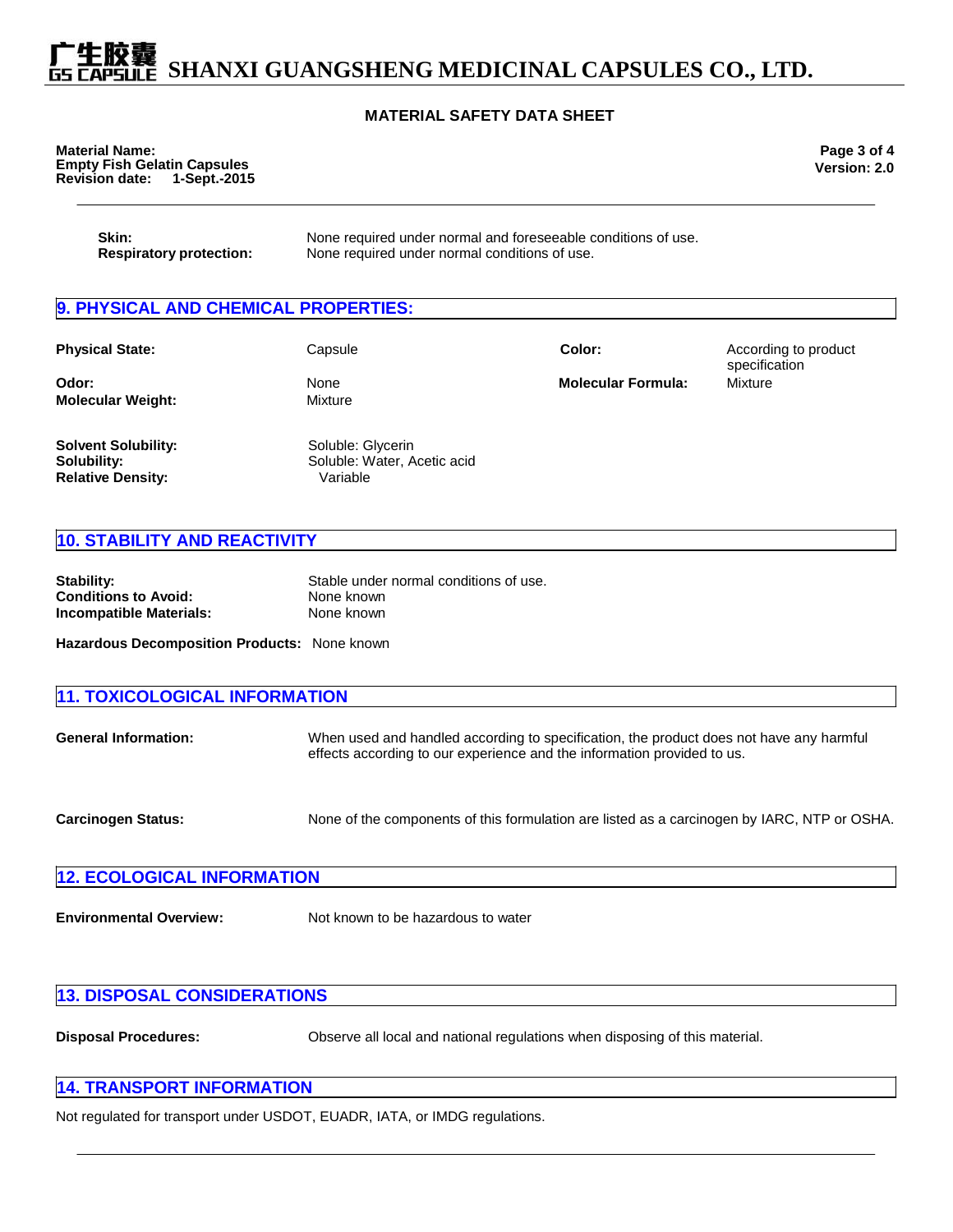| | |
|---|---|
| **Skin:** | None required under normal and foreseeable conditions of use. |
| **Respiratory protection:** | None required under normal conditions of use. |

## 9. PHYSICAL AND CHEMICAL PROPERTIES:

| | | | |
|---|---|---|---|
| **Physical State:** | Capsule | **Color:** | According to product specification |
| **Odor:** | None | **Molecular Formula:** | Mixture |
| **Molecular Weight:** | Mixture | | |

| | |
|---|---|
| **Solvent Solubility:** | Soluble: Glycerin |
| **Solubility:** | Soluble: Water, Acetic acid |
| **Relative Density:** | Variable |

## 10. STABILITY AND REACTIVITY

| | |
|---|---|
| **Stability:** | Stable under normal conditions of use. |
| **Conditions to Avoid:** | None known |
| **Incompatible Materials:** | None known |

**Hazardous Decomposition Products:** None known

## 11. TOXICOLOGICAL INFORMATION

**General Information:** When used and handled according to specification, the product does not have any harmful effects according to our experience and the information provided to us.

**Carcinogen Status:** None of the components of this formulation are listed as a carcinogen by IARC, NTP or OSHA.

## 12. ECOLOGICAL INFORMATION

**Environmental Overview:** Not known to be hazardous to water

## 13. DISPOSAL CONSIDERATIONS

**Disposal Procedures:** Observe all local and national regulations when disposing of this material.

## 14. TRANSPORT INFORMATION

Not regulated for transport under USDOT, EUADR, IATA, or IMDG regulations.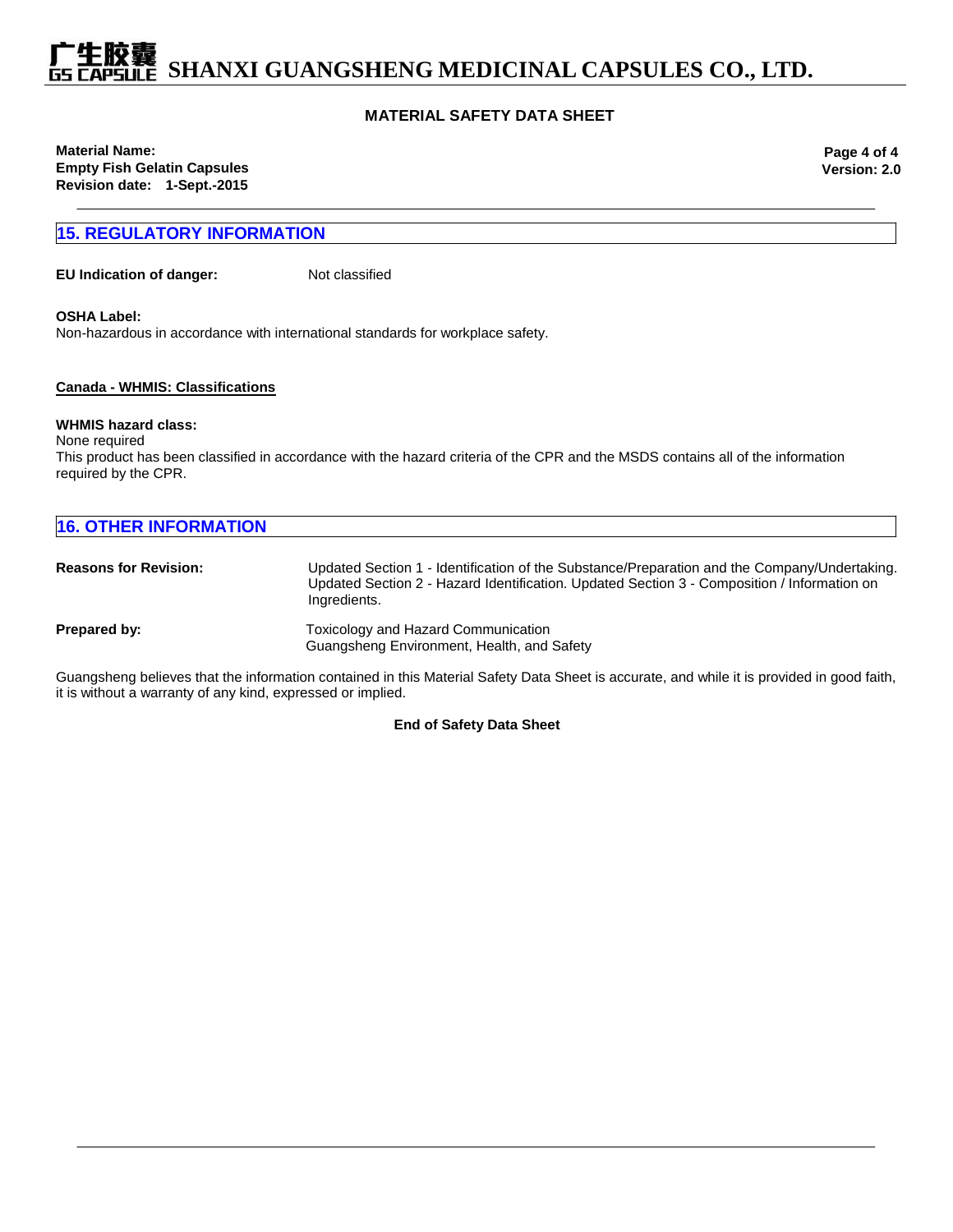## 15. REGULATORY INFORMATION

**EU Indication of danger:** Not classified

**OSHA Label:**
Non-hazardous in accordance with international standards for workplace safety.

**Canada - WHMIS: Classifications**

**WHMIS hazard class:**
None required
This product has been classified in accordance with the hazard criteria of the CPR and the MSDS contains all of the information required by the CPR.

## 16. OTHER INFORMATION

**Reasons for Revision:** Updated Section 1 - Identification of the Substance/Preparation and the Company/Undertaking. Updated Section 2 - Hazard Identification. Updated Section 3 - Composition / Information on Ingredients.

**Prepared by:** Toxicology and Hazard Communication
Guangsheng Environment, Health, and Safety

Guangsheng believes that the information contained in this Material Safety Data Sheet is accurate, and while it is provided in good faith, it is without a warranty of any kind, expressed or implied.

**End of Safety Data Sheet**